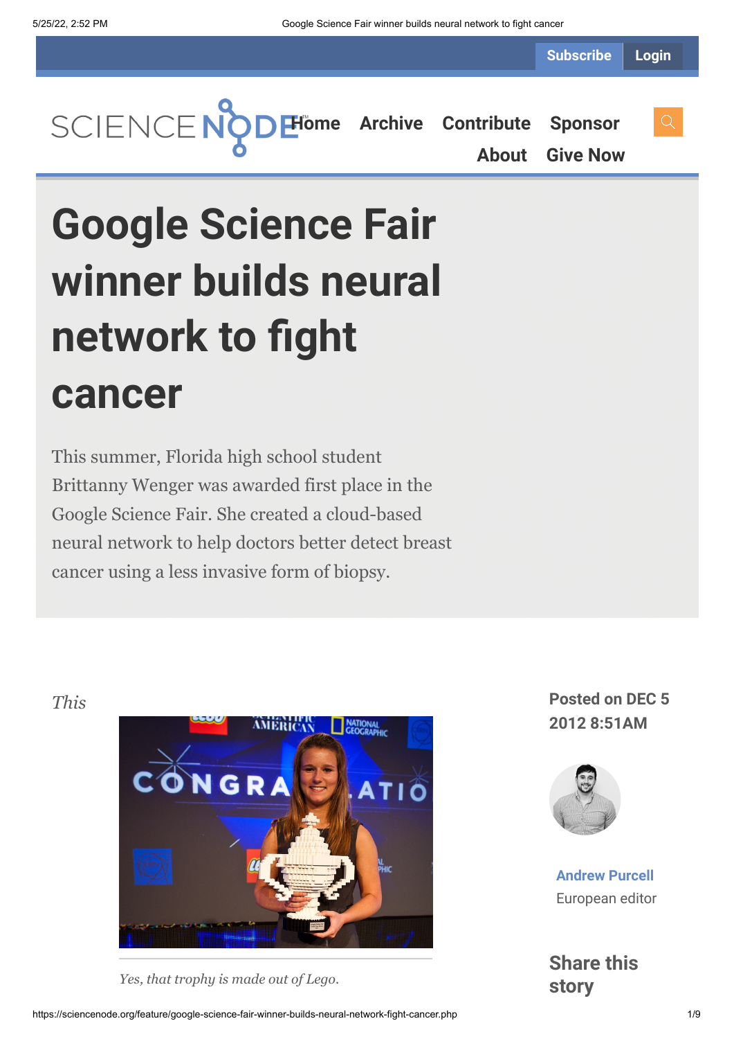Subscribe Login

SCIENCE NODE Home Archive Contribute Sponsor About Give Now

# Google Science Fair winner builds neural network to fight cancer

This summer, Florida high school student Brittany Wenger was awarded first place in the Google Science Fair. She created a cloud-based neural network to help doctors better detect breast cancer using a less invasive form of biopsy.

*This*

*Yes, that trophy is made out of Lego.*

**Posted on DEC 5 2012 8:51AM**

**Andrew Purcell**
European editor

## Share this story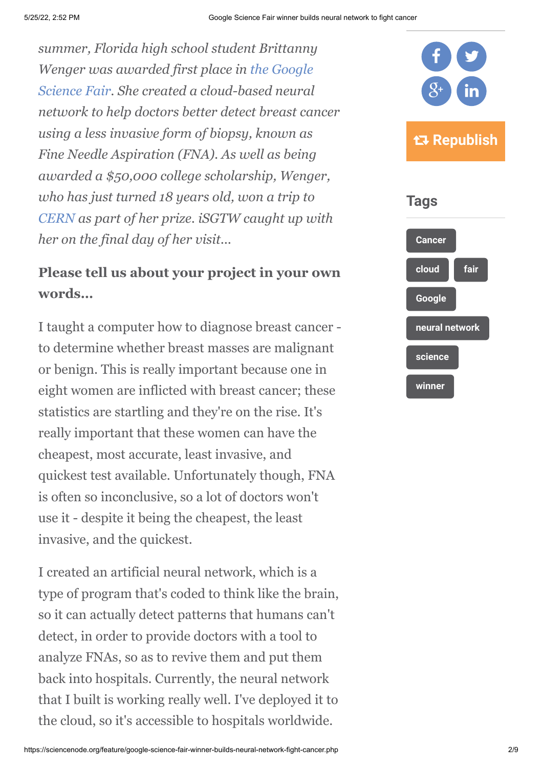*summer, Florida high school student Brittanny Wenger was awarded first place in the Google Science Fair. She created a cloud-based neural network to help doctors better detect breast cancer using a less invasive form of biopsy, known as Fine Needle Aspiration (FNA). As well as being awarded a $50,000 college scholarship, Wenger, who has just turned 18 years old, won a trip to CERN as part of her prize. iSGTW caught up with her on the final day of her visit...*

**Please tell us about your project in your own words...**

I taught a computer how to diagnose breast cancer - to determine whether breast masses are malignant or benign. This is really important because one in eight women are inflicted with breast cancer; these statistics are startling and they're on the rise. It's really important that these women can have the cheapest, most accurate, least invasive, and quickest test available. Unfortunately though, FNA is often so inconclusive, so a lot of doctors won't use it - despite it being the cheapest, the least invasive, and the quickest.

I created an artificial neural network, which is a type of program that's coded to think like the brain, so it can actually detect patterns that humans can't detect, in order to provide doctors with a tool to analyze FNAs, so as to revive them and put them back into hospitals. Currently, the neural network that I built is working really well. I've deployed it to the cloud, so it's accessible to hospitals worldwide.

Republish

## Tags

Cancer
cloud
fair
Google
neural network
science
winner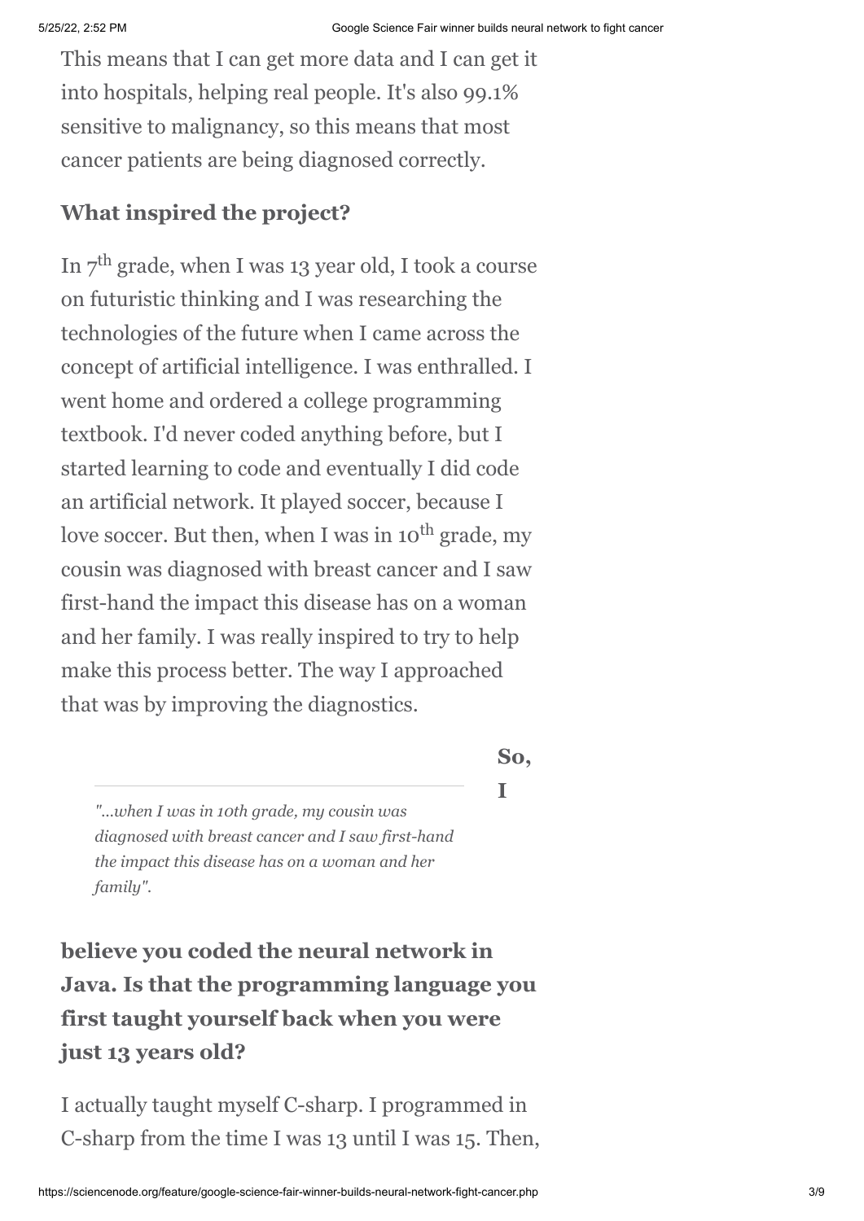This means that I can get more data and I can get it into hospitals, helping real people. It's also 99.1% sensitive to malignancy, so this means that most cancer patients are being diagnosed correctly.

### What inspired the project?

In 7th grade, when I was 13 year old, I took a course on futuristic thinking and I was researching the technologies of the future when I came across the concept of artificial intelligence. I was enthralled. I went home and ordered a college programming textbook. I'd never coded anything before, but I started learning to code and eventually I did code an artificial network. It played soccer, because I love soccer. But then, when I was in 10th grade, my cousin was diagnosed with breast cancer and I saw first-hand the impact this disease has on a woman and her family. I was really inspired to try to help make this process better. The way I approached that was by improving the diagnostics.

> *"...when I was in 10th grade, my cousin was diagnosed with breast cancer and I saw first-hand the impact this disease has on a woman and her family".*

### So, I believe you coded the neural network in Java. Is that the programming language you first taught yourself back when you were just 13 years old?

I actually taught myself C-sharp. I programmed in C-sharp from the time I was 13 until I was 15. Then,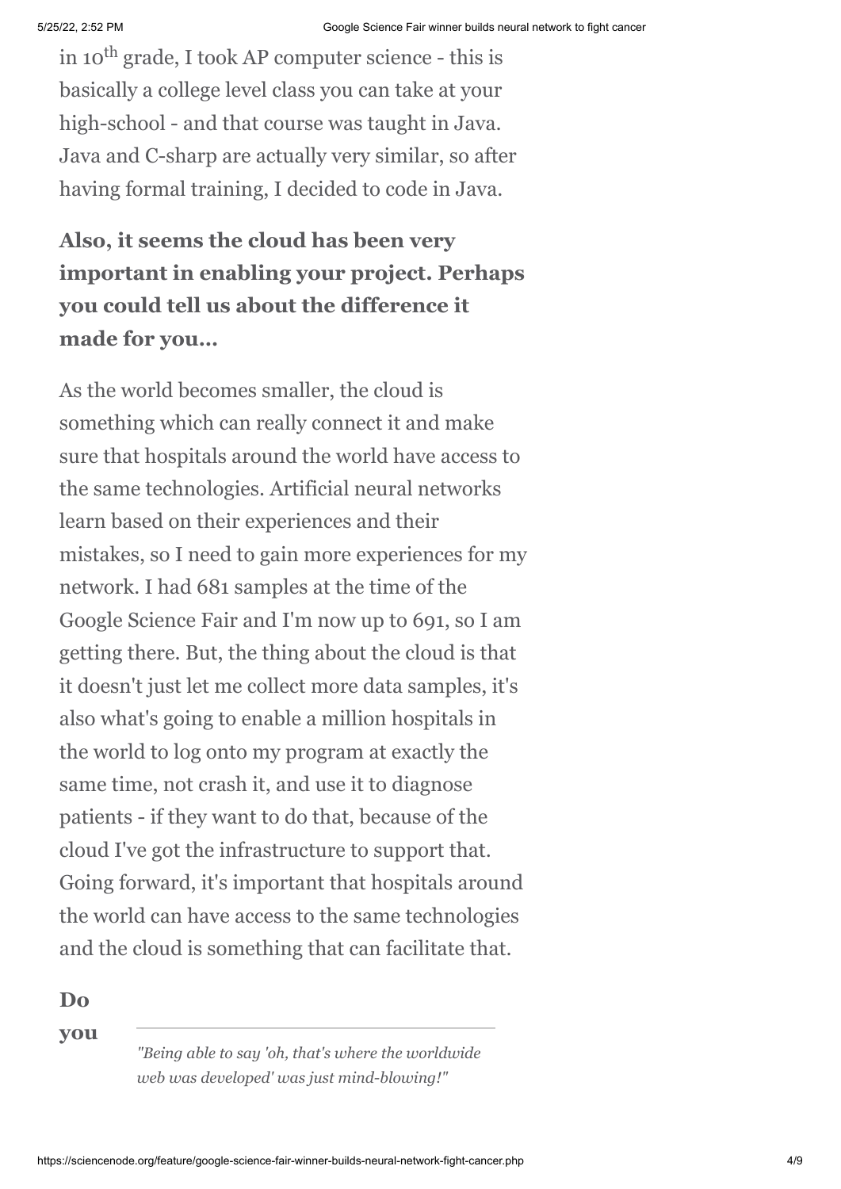in 10th grade, I took AP computer science - this is basically a college level class you can take at your high-school - and that course was taught in Java. Java and C-sharp are actually very similar, so after having formal training, I decided to code in Java.

**Also, it seems the cloud has been very important in enabling your project. Perhaps you could tell us about the difference it made for you…**

As the world becomes smaller, the cloud is something which can really connect it and make sure that hospitals around the world have access to the same technologies. Artificial neural networks learn based on their experiences and their mistakes, so I need to gain more experiences for my network. I had 681 samples at the time of the Google Science Fair and I'm now up to 691, so I am getting there. But, the thing about the cloud is that it doesn't just let me collect more data samples, it's also what's going to enable a million hospitals in the world to log onto my program at exactly the same time, not crash it, and use it to diagnose patients - if they want to do that, because of the cloud I've got the infrastructure to support that. Going forward, it's important that hospitals around the world can have access to the same technologies and the cloud is something that can facilitate that.

**Do you**

*"Being able to say 'oh, that's where the worldwide web was developed' was just mind-blowing!"*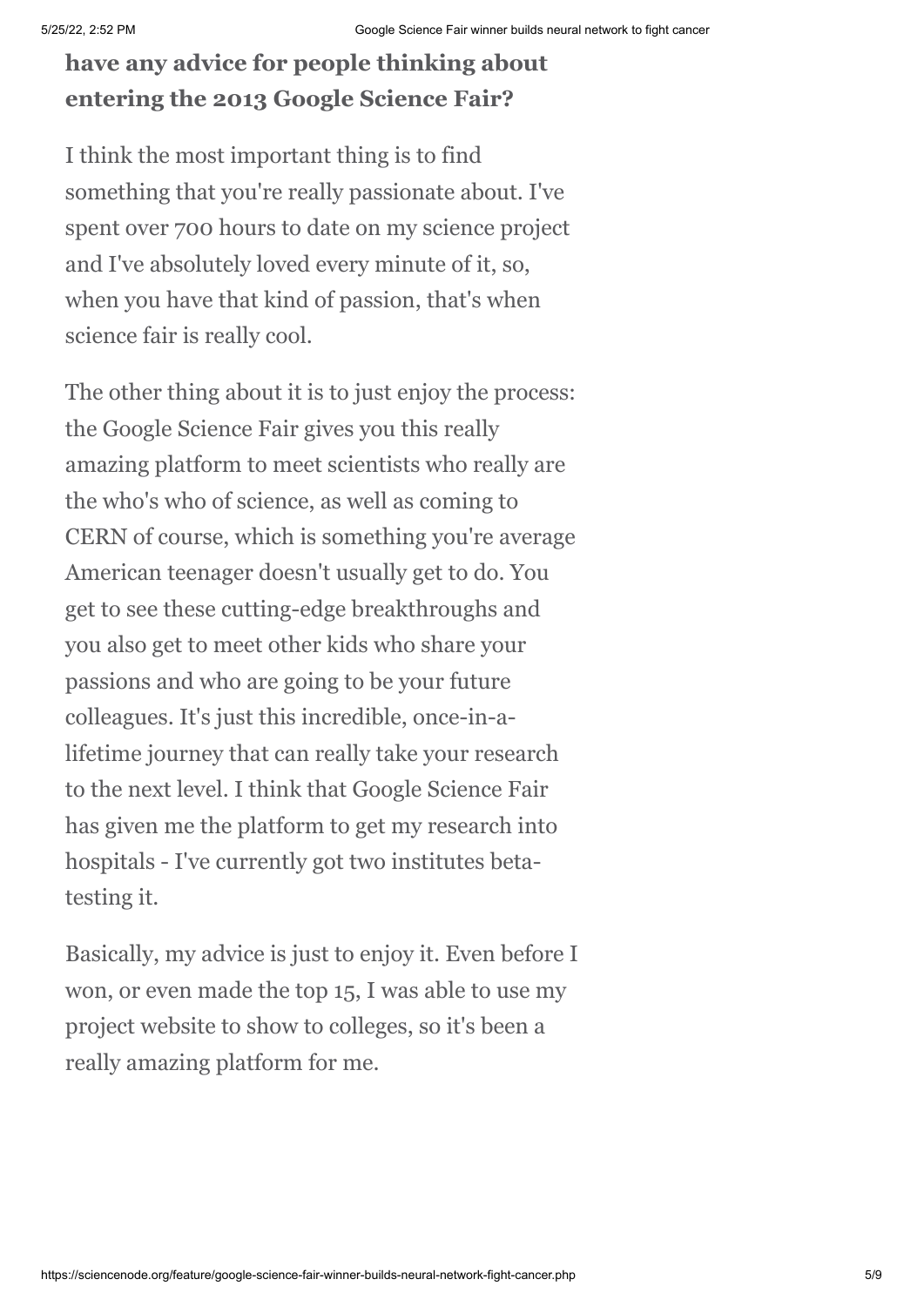**have any advice for people thinking about entering the 2013 Google Science Fair?**

I think the most important thing is to find something that you're really passionate about. I've spent over 700 hours to date on my science project and I've absolutely loved every minute of it, so, when you have that kind of passion, that's when science fair is really cool.

The other thing about it is to just enjoy the process: the Google Science Fair gives you this really amazing platform to meet scientists who really are the who's who of science, as well as coming to CERN of course, which is something you're average American teenager doesn't usually get to do. You get to see these cutting-edge breakthroughs and you also get to meet other kids who share your passions and who are going to be your future colleagues. It's just this incredible, once-in-a-lifetime journey that can really take your research to the next level. I think that Google Science Fair has given me the platform to get my research into hospitals - I've currently got two institutes beta-testing it.

Basically, my advice is just to enjoy it. Even before I won, or even made the top 15, I was able to use my project website to show to colleges, so it's been a really amazing platform for me.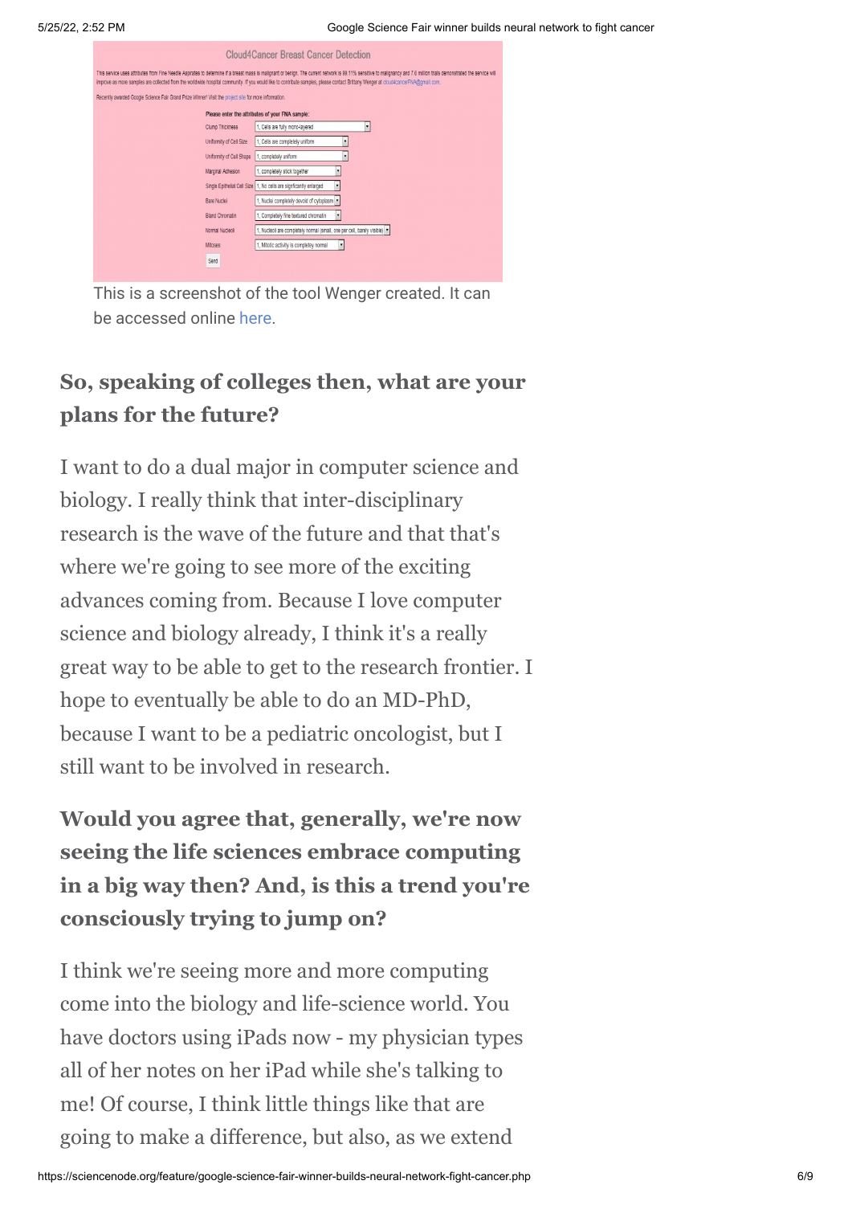This is a screenshot of the tool Wenger created. It can be accessed online here.

## So, speaking of colleges then, what are your plans for the future?

I want to do a dual major in computer science and biology. I really think that inter-disciplinary research is the wave of the future and that that's where we're going to see more of the exciting advances coming from. Because I love computer science and biology already, I think it's a really great way to be able to get to the research frontier. I hope to eventually be able to do an MD-PhD, because I want to be a pediatric oncologist, but I still want to be involved in research.

## Would you agree that, generally, we're now seeing the life sciences embrace computing in a big way then? And, is this a trend you're consciously trying to jump on?

I think we're seeing more and more computing come into the biology and life-science world. You have doctors using iPads now - my physician types all of her notes on her iPad while she's talking to me! Of course, I think little things like that are going to make a difference, but also, as we extend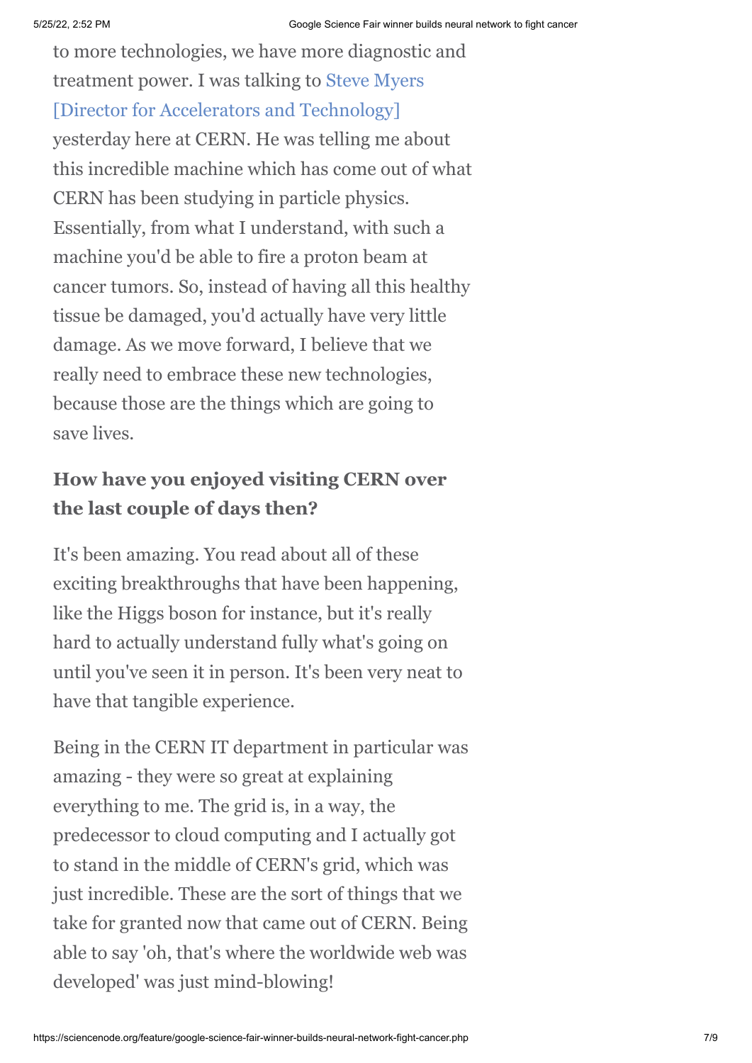to more technologies, we have more diagnostic and treatment power. I was talking to [Steve Myers [Director for Accelerators and Technology]] yesterday here at CERN. He was telling me about this incredible machine which has come out of what CERN has been studying in particle physics. Essentially, from what I understand, with such a machine you'd be able to fire a proton beam at cancer tumors. So, instead of having all this healthy tissue be damaged, you'd actually have very little damage. As we move forward, I believe that we really need to embrace these new technologies, because those are the things which are going to save lives.

**How have you enjoyed visiting CERN over the last couple of days then?**

It's been amazing. You read about all of these exciting breakthroughs that have been happening, like the Higgs boson for instance, but it's really hard to actually understand fully what's going on until you've seen it in person. It's been very neat to have that tangible experience.

Being in the CERN IT department in particular was amazing - they were so great at explaining everything to me. The grid is, in a way, the predecessor to cloud computing and I actually got to stand in the middle of CERN's grid, which was just incredible. These are the sort of things that we take for granted now that came out of CERN. Being able to say 'oh, that's where the worldwide web was developed' was just mind-blowing!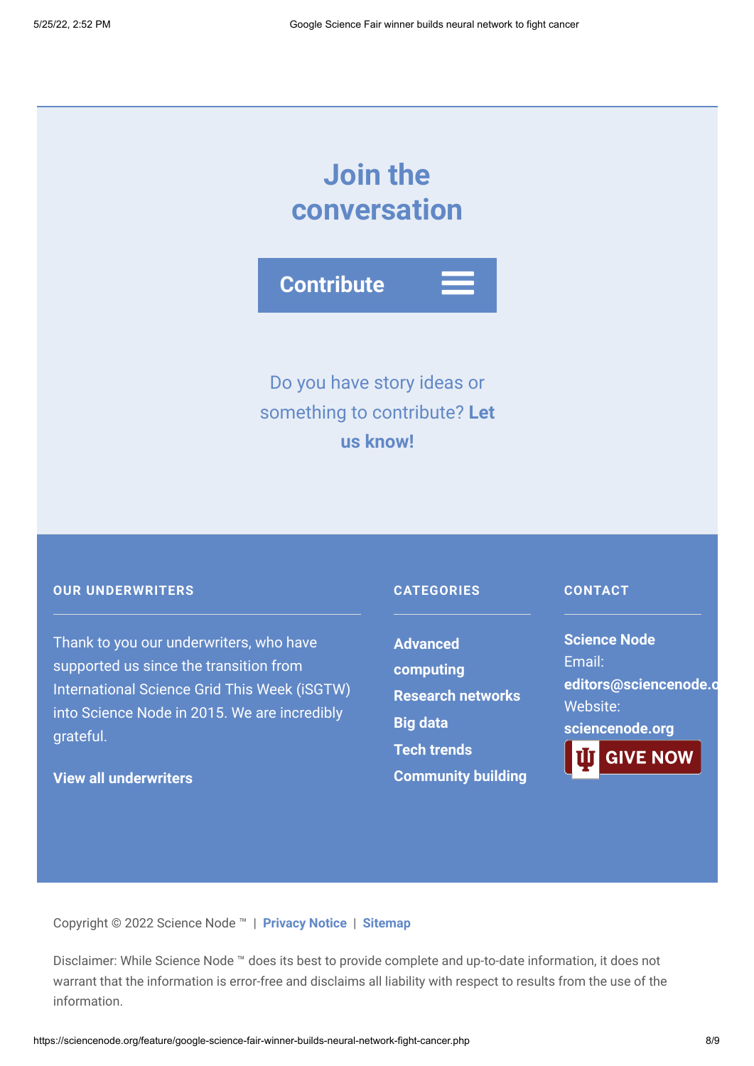## Join the conversation

**Contribute**

Do you have story ideas or something to contribute? **Let us know!**

### OUR UNDERWRITERS

Thank to you our underwriters, who have supported us since the transition from International Science Grid This Week (iSGTW) into Science Node in 2015. We are incredibly grateful.

**View all underwriters**

### CATEGORIES

- **Advanced computing**
- **Research networks**
- **Big data**
- **Tech trends**
- **Community building**

### CONTACT

**Science Node**
Email:
**editors@sciencenode.o**
Website:
**sciencenode.org**

**GIVE NOW**

Copyright © 2022 Science Node ™ | **Privacy Notice** | **Sitemap**

Disclaimer: While Science Node ™ does its best to provide complete and up-to-date information, it does not warrant that the information is error-free and disclaims all liability with respect to results from the use of the information.